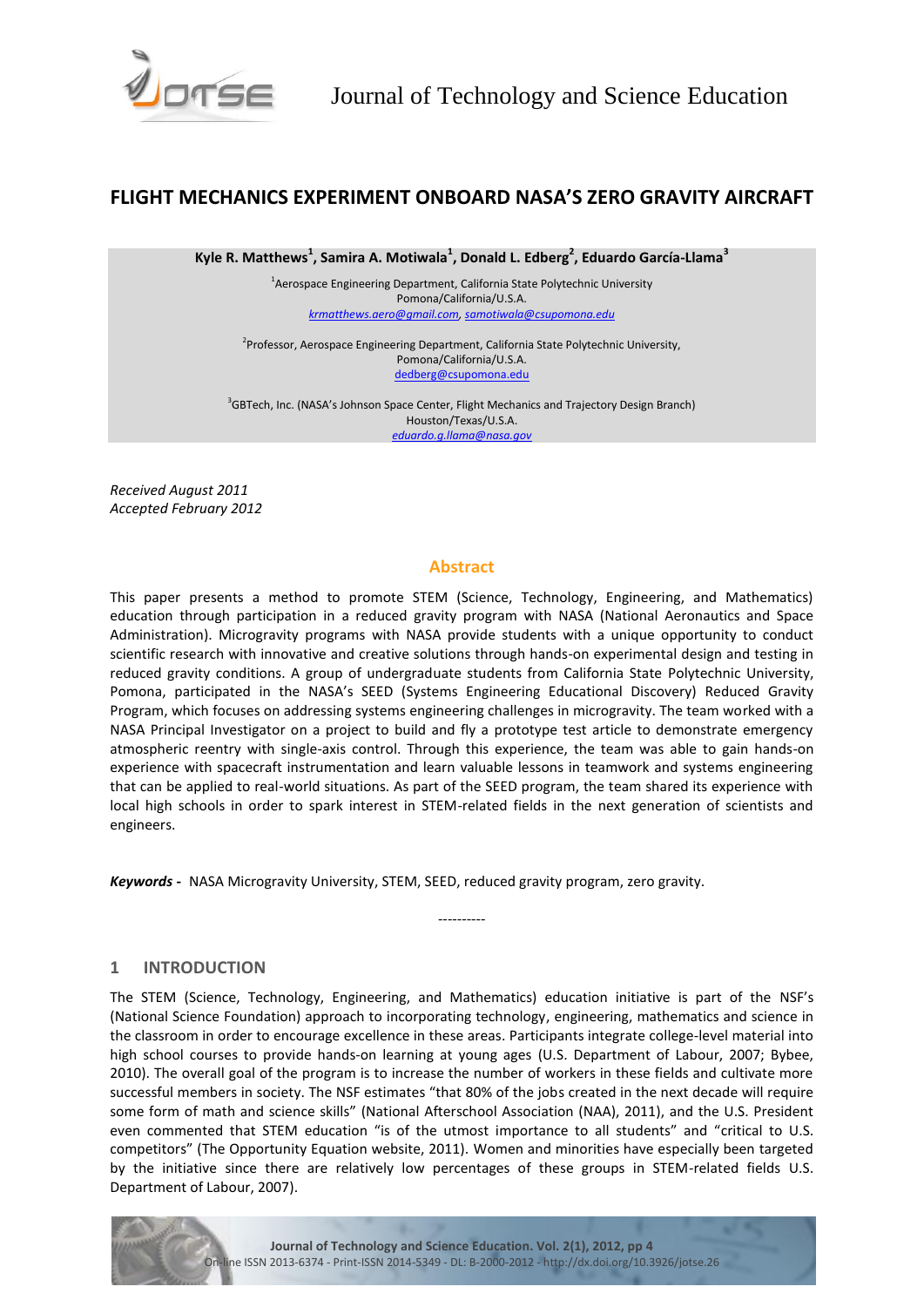# FLIGHT MECHANICS EXPERIMENT ONBOARD NASA'S ZERO GRAVITY AIRCRAFT

**Kyle R. Matthews[1], Samira A. Motiwala[1], Donald L. Edberg[2], Eduardo García-Llama[3]**

[1]Aerospace Engineering Department, California State Polytechnic University Pomona/California/U.S.A.
*krmatthews.aero@gmail.com*, *samotiwala@csupomona.edu*

[2]Professor, Aerospace Engineering Department, California State Polytechnic University, Pomona/California/U.S.A.
dedberg@csupomona.edu

[3]GBTech, Inc. (NASA's Johnson Space Center, Flight Mechanics and Trajectory Design Branch) Houston/Texas/U.S.A.
*eduardo.g.llama@nasa.gov*

*Received August 2011*
*Accepted February 2012*

## Abstract

This paper presents a method to promote STEM (Science, Technology, Engineering, and Mathematics) education through participation in a reduced gravity program with NASA (National Aeronautics and Space Administration). Microgravity programs with NASA provide students with a unique opportunity to conduct scientific research with innovative and creative solutions through hands-on experimental design and testing in reduced gravity conditions. A group of undergraduate students from California State Polytechnic University, Pomona, participated in the NASA's SEED (Systems Engineering Educational Discovery) Reduced Gravity Program, which focuses on addressing systems engineering challenges in microgravity. The team worked with a NASA Principal Investigator on a project to build and fly a prototype test article to demonstrate emergency atmospheric reentry with single-axis control. Through this experience, the team was able to gain hands-on experience with spacecraft instrumentation and learn valuable lessons in teamwork and systems engineering that can be applied to real-world situations. As part of the SEED program, the team shared its experience with local high schools in order to spark interest in STEM-related fields in the next generation of scientists and engineers.

***Keywords -*** NASA Microgravity University, STEM, SEED, reduced gravity program, zero gravity.

----------

## 1 INTRODUCTION

The STEM (Science, Technology, Engineering, and Mathematics) education initiative is part of the NSF's (National Science Foundation) approach to incorporating technology, engineering, mathematics and science in the classroom in order to encourage excellence in these areas. Participants integrate college-level material into high school courses to provide hands-on learning at young ages (U.S. Department of Labour, 2007; Bybee, 2010). The overall goal of the program is to increase the number of workers in these fields and cultivate more successful members in society. The NSF estimates "that 80% of the jobs created in the next decade will require some form of math and science skills" (National Afterschool Association (NAA), 2011), and the U.S. President even commented that STEM education "is of the utmost importance to all students" and "critical to U.S. competitors" (The Opportunity Equation website, 2011). Women and minorities have especially been targeted by the initiative since there are relatively low percentages of these groups in STEM-related fields U.S. Department of Labour, 2007).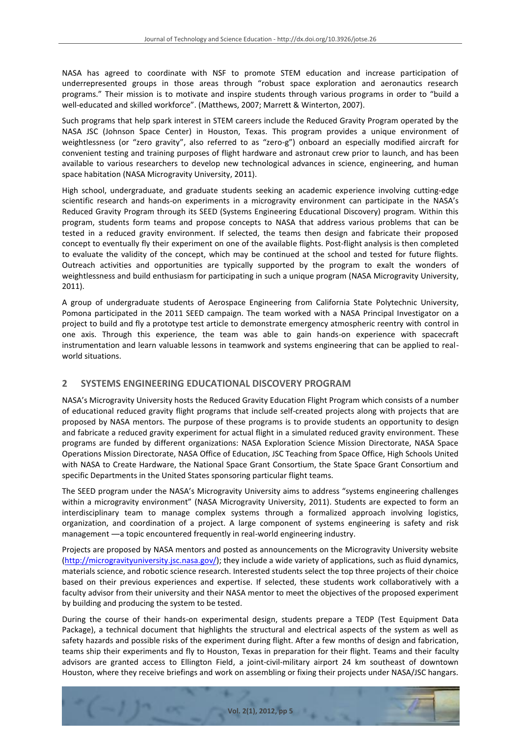NASA has agreed to coordinate with NSF to promote STEM education and increase participation of underrepresented groups in those areas through "robust space exploration and aeronautics research programs." Their mission is to motivate and inspire students through various programs in order to "build a well-educated and skilled workforce". (Matthews, 2007; Marrett & Winterton, 2007).

Such programs that help spark interest in STEM careers include the Reduced Gravity Program operated by the NASA JSC (Johnson Space Center) in Houston, Texas. This program provides a unique environment of weightlessness (or "zero gravity", also referred to as "zero-g") onboard an especially modified aircraft for convenient testing and training purposes of flight hardware and astronaut crew prior to launch, and has been available to various researchers to develop new technological advances in science, engineering, and human space habitation (NASA Microgravity University, 2011).

High school, undergraduate, and graduate students seeking an academic experience involving cutting-edge scientific research and hands-on experiments in a microgravity environment can participate in the NASA's Reduced Gravity Program through its SEED (Systems Engineering Educational Discovery) program. Within this program, students form teams and propose concepts to NASA that address various problems that can be tested in a reduced gravity environment. If selected, the teams then design and fabricate their proposed concept to eventually fly their experiment on one of the available flights. Post-flight analysis is then completed to evaluate the validity of the concept, which may be continued at the school and tested for future flights. Outreach activities and opportunities are typically supported by the program to exalt the wonders of weightlessness and build enthusiasm for participating in such a unique program (NASA Microgravity University, 2011).

A group of undergraduate students of Aerospace Engineering from California State Polytechnic University, Pomona participated in the 2011 SEED campaign. The team worked with a NASA Principal Investigator on a project to build and fly a prototype test article to demonstrate emergency atmospheric reentry with control in one axis. Through this experience, the team was able to gain hands-on experience with spacecraft instrumentation and learn valuable lessons in teamwork and systems engineering that can be applied to real-world situations.

## 2 SYSTEMS ENGINEERING EDUCATIONAL DISCOVERY PROGRAM

NASA's Microgravity University hosts the Reduced Gravity Education Flight Program which consists of a number of educational reduced gravity flight programs that include self-created projects along with projects that are proposed by NASA mentors. The purpose of these programs is to provide students an opportunity to design and fabricate a reduced gravity experiment for actual flight in a simulated reduced gravity environment. These programs are funded by different organizations: NASA Exploration Science Mission Directorate, NASA Space Operations Mission Directorate, NASA Office of Education, JSC Teaching from Space Office, High Schools United with NASA to Create Hardware, the National Space Grant Consortium, the State Space Grant Consortium and specific Departments in the United States sponsoring particular flight teams.

The SEED program under the NASA's Microgravity University aims to address "systems engineering challenges within a microgravity environment" (NASA Microgravity University, 2011). Students are expected to form an interdisciplinary team to manage complex systems through a formalized approach involving logistics, organization, and coordination of a project. A large component of systems engineering is safety and risk management —a topic encountered frequently in real-world engineering industry.

Projects are proposed by NASA mentors and posted as announcements on the Microgravity University website (http://microgravityuniversity.jsc.nasa.gov/); they include a wide variety of applications, such as fluid dynamics, materials science, and robotic science research. Interested students select the top three projects of their choice based on their previous experiences and expertise. If selected, these students work collaboratively with a faculty advisor from their university and their NASA mentor to meet the objectives of the proposed experiment by building and producing the system to be tested.

During the course of their hands-on experimental design, students prepare a TEDP (Test Equipment Data Package), a technical document that highlights the structural and electrical aspects of the system as well as safety hazards and possible risks of the experiment during flight. After a few months of design and fabrication, teams ship their experiments and fly to Houston, Texas in preparation for their flight. Teams and their faculty advisors are granted access to Ellington Field, a joint-civil-military airport 24 km southeast of downtown Houston, where they receive briefings and work on assembling or fixing their projects under NASA/JSC hangars.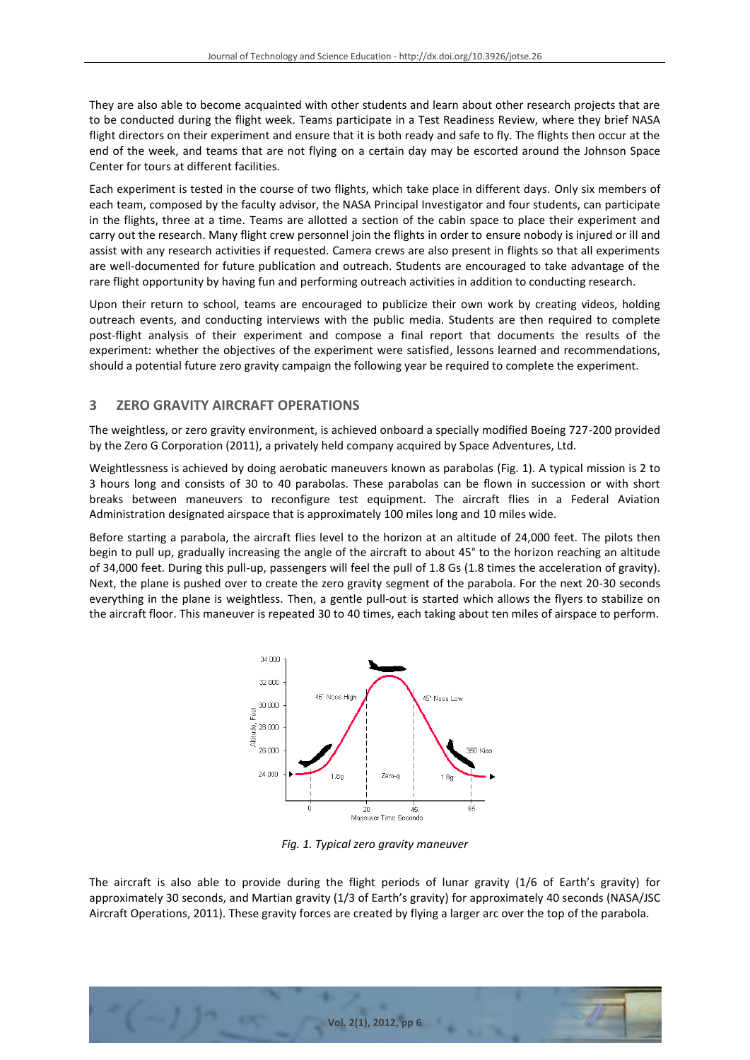They are also able to become acquainted with other students and learn about other research projects that are to be conducted during the flight week. Teams participate in a Test Readiness Review, where they brief NASA flight directors on their experiment and ensure that it is both ready and safe to fly. The flights then occur at the end of the week, and teams that are not flying on a certain day may be escorted around the Johnson Space Center for tours at different facilities.

Each experiment is tested in the course of two flights, which take place in different days. Only six members of each team, composed by the faculty advisor, the NASA Principal Investigator and four students, can participate in the flights, three at a time. Teams are allotted a section of the cabin space to place their experiment and carry out the research. Many flight crew personnel join the flights in order to ensure nobody is injured or ill and assist with any research activities if requested. Camera crews are also present in flights so that all experiments are well-documented for future publication and outreach. Students are encouraged to take advantage of the rare flight opportunity by having fun and performing outreach activities in addition to conducting research.

Upon their return to school, teams are encouraged to publicize their own work by creating videos, holding outreach events, and conducting interviews with the public media. Students are then required to complete post-flight analysis of their experiment and compose a final report that documents the results of the experiment: whether the objectives of the experiment were satisfied, lessons learned and recommendations, should a potential future zero gravity campaign the following year be required to complete the experiment.

## 3 ZERO GRAVITY AIRCRAFT OPERATIONS

The weightless, or zero gravity environment, is achieved onboard a specially modified Boeing 727-200 provided by the Zero G Corporation (2011), a privately held company acquired by Space Adventures, Ltd.

Weightlessness is achieved by doing aerobatic maneuvers known as parabolas (Fig. 1). A typical mission is 2 to 3 hours long and consists of 30 to 40 parabolas. These parabolas can be flown in succession or with short breaks between maneuvers to reconfigure test equipment. The aircraft flies in a Federal Aviation Administration designated airspace that is approximately 100 miles long and 10 miles wide.

Before starting a parabola, the aircraft flies level to the horizon at an altitude of 24,000 feet. The pilots then begin to pull up, gradually increasing the angle of the aircraft to about 45° to the horizon reaching an altitude of 34,000 feet. During this pull-up, passengers will feel the pull of 1.8 Gs (1.8 times the acceleration of gravity). Next, the plane is pushed over to create the zero gravity segment of the parabola. For the next 20-30 seconds everything in the plane is weightless. Then, a gentle pull-out is started which allows the flyers to stabilize on the aircraft floor. This maneuver is repeated 30 to 40 times, each taking about ten miles of airspace to perform.

Altitude, Feet
34 000
32 000
30 000
28 000
26 000
24 000

45° Nose High
45° Nose Low
350 Kias
1.8g
Zero-g
1.8g

0
20
45
65
Maneuver Time Seconds

*Fig. 1. Typical zero gravity maneuver*

The aircraft is also able to provide during the flight periods of lunar gravity (1/6 of Earth's gravity) for approximately 30 seconds, and Martian gravity (1/3 of Earth's gravity) for approximately 40 seconds (NASA/JSC Aircraft Operations, 2011). These gravity forces are created by flying a larger arc over the top of the parabola.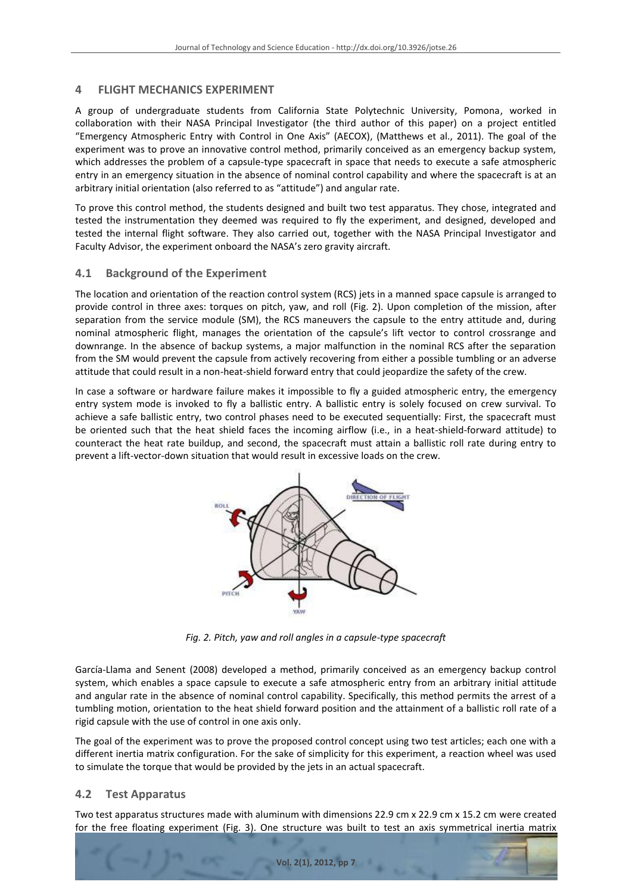## 4 FLIGHT MECHANICS EXPERIMENT

A group of undergraduate students from California State Polytechnic University, Pomona, worked in collaboration with their NASA Principal Investigator (the third author of this paper) on a project entitled "Emergency Atmospheric Entry with Control in One Axis" (AECOX), (Matthews et al., 2011). The goal of the experiment was to prove an innovative control method, primarily conceived as an emergency backup system, which addresses the problem of a capsule-type spacecraft in space that needs to execute a safe atmospheric entry in an emergency situation in the absence of nominal control capability and where the spacecraft is at an arbitrary initial orientation (also referred to as "attitude") and angular rate.

To prove this control method, the students designed and built two test apparatus. They chose, integrated and tested the instrumentation they deemed was required to fly the experiment, and designed, developed and tested the internal flight software. They also carried out, together with the NASA Principal Investigator and Faculty Advisor, the experiment onboard the NASA's zero gravity aircraft.

### 4.1 Background of the Experiment

The location and orientation of the reaction control system (RCS) jets in a manned space capsule is arranged to provide control in three axes: torques on pitch, yaw, and roll (Fig. 2). Upon completion of the mission, after separation from the service module (SM), the RCS maneuvers the capsule to the entry attitude and, during nominal atmospheric flight, manages the orientation of the capsule's lift vector to control crossrange and downrange. In the absence of backup systems, a major malfunction in the nominal RCS after the separation from the SM would prevent the capsule from actively recovering from either a possible tumbling or an adverse attitude that could result in a non-heat-shield forward entry that could jeopardize the safety of the crew.

In case a software or hardware failure makes it impossible to fly a guided atmospheric entry, the emergency entry system mode is invoked to fly a ballistic entry. A ballistic entry is solely focused on crew survival. To achieve a safe ballistic entry, two control phases need to be executed sequentially: First, the spacecraft must be oriented such that the heat shield faces the incoming airflow (i.e., in a heat-shield-forward attitude) to counteract the heat rate buildup, and second, the spacecraft must attain a ballistic roll rate during entry to prevent a lift-vector-down situation that would result in excessive loads on the crew.

ROLL
DIRECTION OF FLIGHT
PITCH
YAW

*Fig. 2. Pitch, yaw and roll angles in a capsule-type spacecraft*

García-Llama and Senent (2008) developed a method, primarily conceived as an emergency backup control system, which enables a space capsule to execute a safe atmospheric entry from an arbitrary initial attitude and angular rate in the absence of nominal control capability. Specifically, this method permits the arrest of a tumbling motion, orientation to the heat shield forward position and the attainment of a ballistic roll rate of a rigid capsule with the use of control in one axis only.

The goal of the experiment was to prove the proposed control concept using two test articles; each one with a different inertia matrix configuration. For the sake of simplicity for this experiment, a reaction wheel was used to simulate the torque that would be provided by the jets in an actual spacecraft.

### 4.2 Test Apparatus

Two test apparatus structures made with aluminum with dimensions 22.9 cm x 22.9 cm x 15.2 cm were created for the free floating experiment (Fig. 3). One structure was built to test an axis symmetrical inertia matrix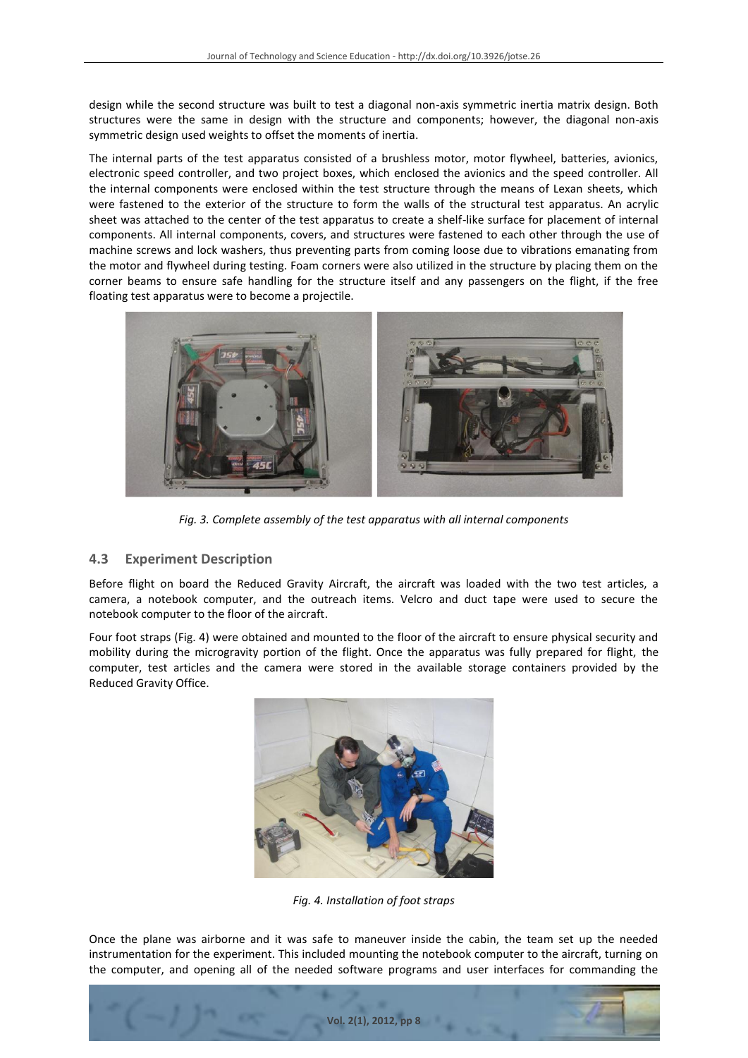design while the second structure was built to test a diagonal non-axis symmetric inertia matrix design. Both structures were the same in design with the structure and components; however, the diagonal non-axis symmetric design used weights to offset the moments of inertia.

The internal parts of the test apparatus consisted of a brushless motor, motor flywheel, batteries, avionics, electronic speed controller, and two project boxes, which enclosed the avionics and the speed controller. All the internal components were enclosed within the test structure through the means of Lexan sheets, which were fastened to the exterior of the structure to form the walls of the structural test apparatus. An acrylic sheet was attached to the center of the test apparatus to create a shelf-like surface for placement of internal components. All internal components, covers, and structures were fastened to each other through the use of machine screws and lock washers, thus preventing parts from coming loose due to vibrations emanating from the motor and flywheel during testing. Foam corners were also utilized in the structure by placing them on the corner beams to ensure safe handling for the structure itself and any passengers on the flight, if the free floating test apparatus were to become a projectile.

*Fig. 3. Complete assembly of the test apparatus with all internal components*

## 4.3 Experiment Description

Before flight on board the Reduced Gravity Aircraft, the aircraft was loaded with the two test articles, a camera, a notebook computer, and the outreach items. Velcro and duct tape were used to secure the notebook computer to the floor of the aircraft.

Four foot straps (Fig. 4) were obtained and mounted to the floor of the aircraft to ensure physical security and mobility during the microgravity portion of the flight. Once the apparatus was fully prepared for flight, the computer, test articles and the camera were stored in the available storage containers provided by the Reduced Gravity Office.

*Fig. 4. Installation of foot straps*

Once the plane was airborne and it was safe to maneuver inside the cabin, the team set up the needed instrumentation for the experiment. This included mounting the notebook computer to the aircraft, turning on the computer, and opening all of the needed software programs and user interfaces for commanding the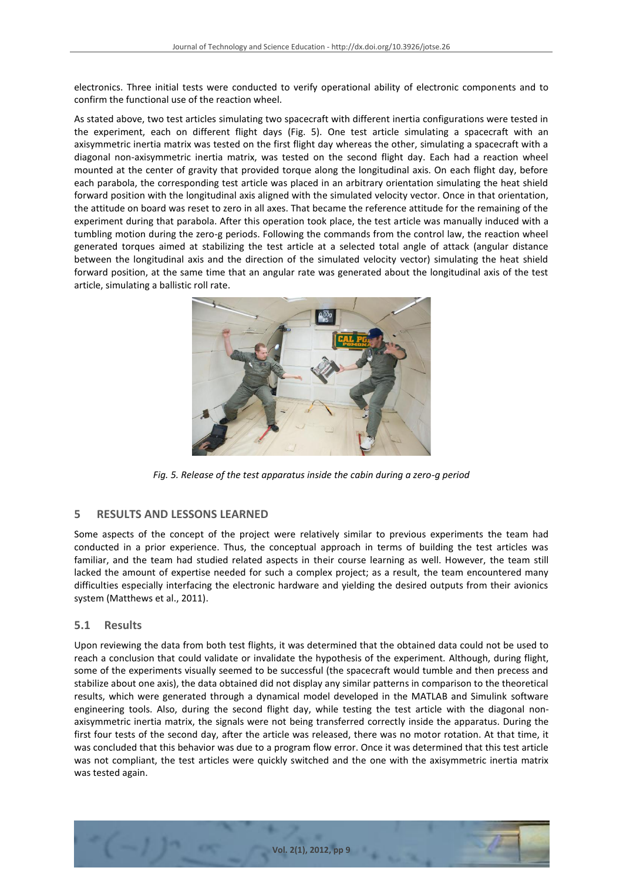electronics. Three initial tests were conducted to verify operational ability of electronic components and to confirm the functional use of the reaction wheel.

As stated above, two test articles simulating two spacecraft with different inertia configurations were tested in the experiment, each on different flight days (Fig. 5). One test article simulating a spacecraft with an axisymmetric inertia matrix was tested on the first flight day whereas the other, simulating a spacecraft with a diagonal non-axisymmetric inertia matrix, was tested on the second flight day. Each had a reaction wheel mounted at the center of gravity that provided torque along the longitudinal axis. On each flight day, before each parabola, the corresponding test article was placed in an arbitrary orientation simulating the heat shield forward position with the longitudinal axis aligned with the simulated velocity vector. Once in that orientation, the attitude on board was reset to zero in all axes. That became the reference attitude for the remaining of the experiment during that parabola. After this operation took place, the test article was manually induced with a tumbling motion during the zero-g periods. Following the commands from the control law, the reaction wheel generated torques aimed at stabilizing the test article at a selected total angle of attack (angular distance between the longitudinal axis and the direction of the simulated velocity vector) simulating the heat shield forward position, at the same time that an angular rate was generated about the longitudinal axis of the test article, simulating a ballistic roll rate.

*Fig. 5. Release of the test apparatus inside the cabin during a zero-g period*

## 5 RESULTS AND LESSONS LEARNED

Some aspects of the concept of the project were relatively similar to previous experiments the team had conducted in a prior experience. Thus, the conceptual approach in terms of building the test articles was familiar, and the team had studied related aspects in their course learning as well. However, the team still lacked the amount of expertise needed for such a complex project; as a result, the team encountered many difficulties especially interfacing the electronic hardware and yielding the desired outputs from their avionics system (Matthews et al., 2011).

### 5.1 Results

Upon reviewing the data from both test flights, it was determined that the obtained data could not be used to reach a conclusion that could validate or invalidate the hypothesis of the experiment. Although, during flight, some of the experiments visually seemed to be successful (the spacecraft would tumble and then precess and stabilize about one axis), the data obtained did not display any similar patterns in comparison to the theoretical results, which were generated through a dynamical model developed in the MATLAB and Simulink software engineering tools. Also, during the second flight day, while testing the test article with the diagonal non-axisymmetric inertia matrix, the signals were not being transferred correctly inside the apparatus. During the first four tests of the second day, after the article was released, there was no motor rotation. At that time, it was concluded that this behavior was due to a program flow error. Once it was determined that this test article was not compliant, the test articles were quickly switched and the one with the axisymmetric inertia matrix was tested again.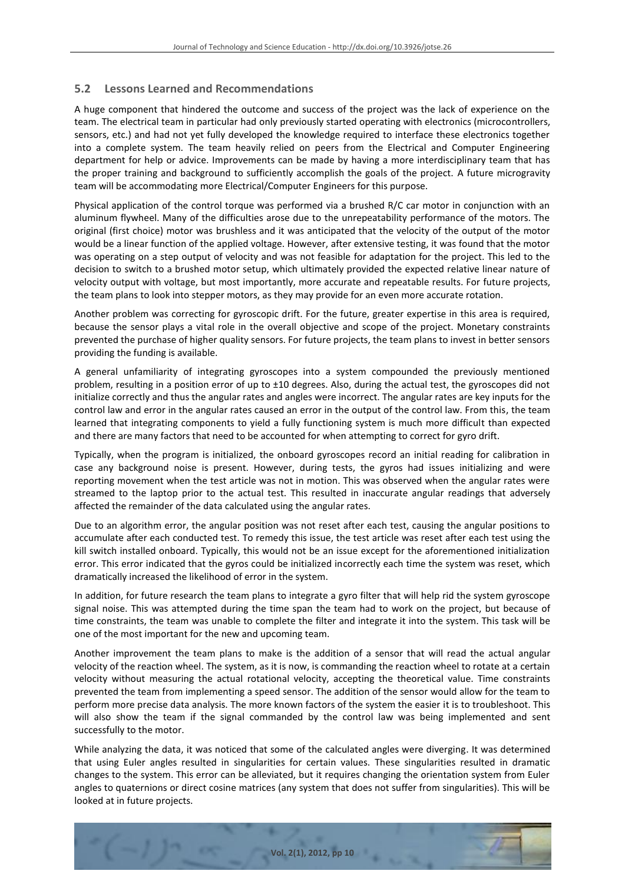## 5.2 Lessons Learned and Recommendations

A huge component that hindered the outcome and success of the project was the lack of experience on the team. The electrical team in particular had only previously started operating with electronics (microcontrollers, sensors, etc.) and had not yet fully developed the knowledge required to interface these electronics together into a complete system. The team heavily relied on peers from the Electrical and Computer Engineering department for help or advice. Improvements can be made by having a more interdisciplinary team that has the proper training and background to sufficiently accomplish the goals of the project. A future microgravity team will be accommodating more Electrical/Computer Engineers for this purpose.

Physical application of the control torque was performed via a brushed R/C car motor in conjunction with an aluminum flywheel. Many of the difficulties arose due to the unrepeatability performance of the motors. The original (first choice) motor was brushless and it was anticipated that the velocity of the output of the motor would be a linear function of the applied voltage. However, after extensive testing, it was found that the motor was operating on a step output of velocity and was not feasible for adaptation for the project. This led to the decision to switch to a brushed motor setup, which ultimately provided the expected relative linear nature of velocity output with voltage, but most importantly, more accurate and repeatable results. For future projects, the team plans to look into stepper motors, as they may provide for an even more accurate rotation.

Another problem was correcting for gyroscopic drift. For the future, greater expertise in this area is required, because the sensor plays a vital role in the overall objective and scope of the project. Monetary constraints prevented the purchase of higher quality sensors. For future projects, the team plans to invest in better sensors providing the funding is available.

A general unfamiliarity of integrating gyroscopes into a system compounded the previously mentioned problem, resulting in a position error of up to ±10 degrees. Also, during the actual test, the gyroscopes did not initialize correctly and thus the angular rates and angles were incorrect. The angular rates are key inputs for the control law and error in the angular rates caused an error in the output of the control law. From this, the team learned that integrating components to yield a fully functioning system is much more difficult than expected and there are many factors that need to be accounted for when attempting to correct for gyro drift.

Typically, when the program is initialized, the onboard gyroscopes record an initial reading for calibration in case any background noise is present. However, during tests, the gyros had issues initializing and were reporting movement when the test article was not in motion. This was observed when the angular rates were streamed to the laptop prior to the actual test. This resulted in inaccurate angular readings that adversely affected the remainder of the data calculated using the angular rates.

Due to an algorithm error, the angular position was not reset after each test, causing the angular positions to accumulate after each conducted test. To remedy this issue, the test article was reset after each test using the kill switch installed onboard. Typically, this would not be an issue except for the aforementioned initialization error. This error indicated that the gyros could be initialized incorrectly each time the system was reset, which dramatically increased the likelihood of error in the system.

In addition, for future research the team plans to integrate a gyro filter that will help rid the system gyroscope signal noise. This was attempted during the time span the team had to work on the project, but because of time constraints, the team was unable to complete the filter and integrate it into the system. This task will be one of the most important for the new and upcoming team.

Another improvement the team plans to make is the addition of a sensor that will read the actual angular velocity of the reaction wheel. The system, as it is now, is commanding the reaction wheel to rotate at a certain velocity without measuring the actual rotational velocity, accepting the theoretical value. Time constraints prevented the team from implementing a speed sensor. The addition of the sensor would allow for the team to perform more precise data analysis. The more known factors of the system the easier it is to troubleshoot. This will also show the team if the signal commanded by the control law was being implemented and sent successfully to the motor.

While analyzing the data, it was noticed that some of the calculated angles were diverging. It was determined that using Euler angles resulted in singularities for certain values. These singularities resulted in dramatic changes to the system. This error can be alleviated, but it requires changing the orientation system from Euler angles to quaternions or direct cosine matrices (any system that does not suffer from singularities). This will be looked at in future projects.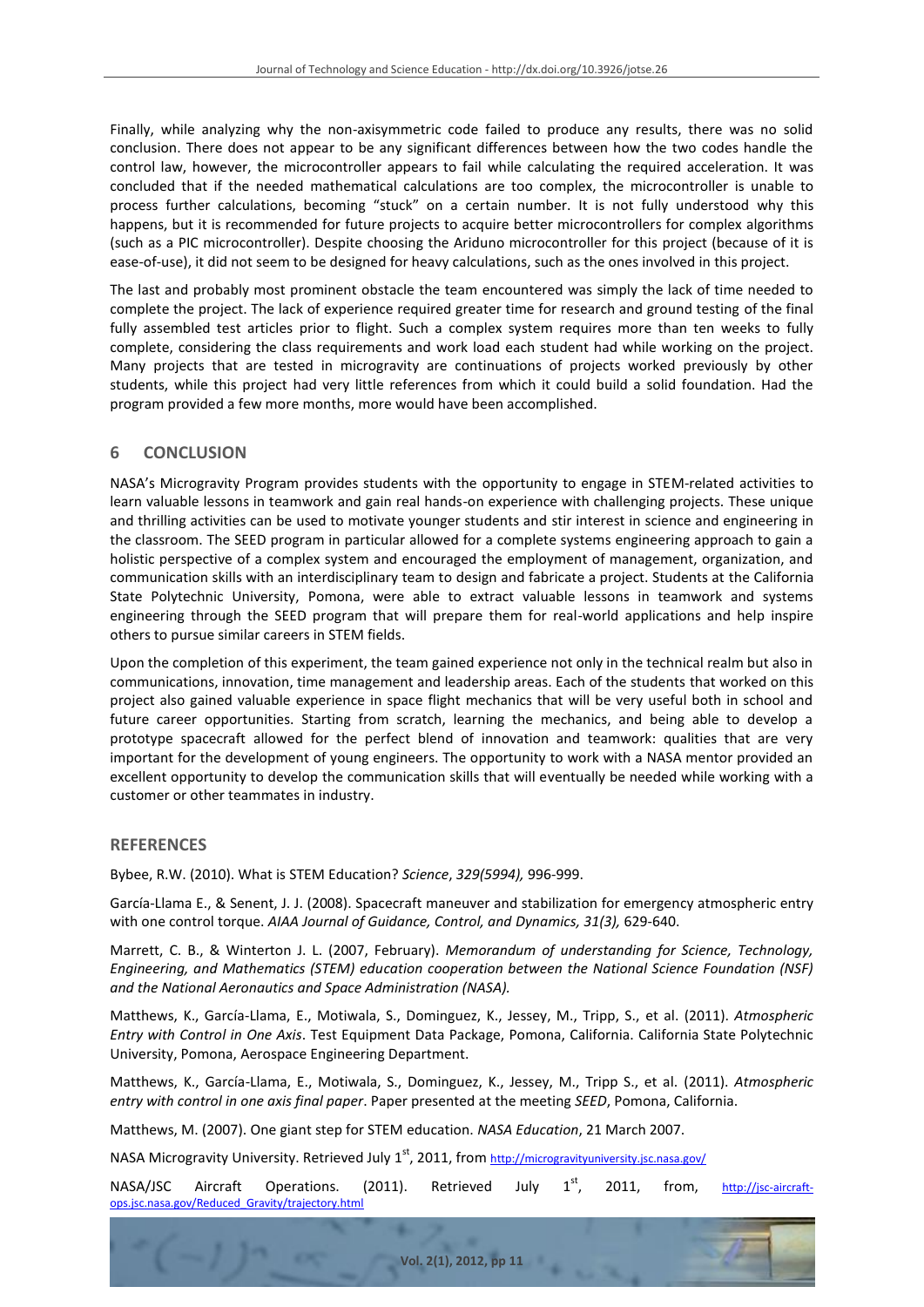Finally, while analyzing why the non-axisymmetric code failed to produce any results, there was no solid conclusion. There does not appear to be any significant differences between how the two codes handle the control law, however, the microcontroller appears to fail while calculating the required acceleration. It was concluded that if the needed mathematical calculations are too complex, the microcontroller is unable to process further calculations, becoming "stuck" on a certain number. It is not fully understood why this happens, but it is recommended for future projects to acquire better microcontrollers for complex algorithms (such as a PIC microcontroller). Despite choosing the Ariduno microcontroller for this project (because of it is ease-of-use), it did not seem to be designed for heavy calculations, such as the ones involved in this project.

The last and probably most prominent obstacle the team encountered was simply the lack of time needed to complete the project. The lack of experience required greater time for research and ground testing of the final fully assembled test articles prior to flight. Such a complex system requires more than ten weeks to fully complete, considering the class requirements and work load each student had while working on the project. Many projects that are tested in microgravity are continuations of projects worked previously by other students, while this project had very little references from which it could build a solid foundation. Had the program provided a few more months, more would have been accomplished.

## 6 CONCLUSION

NASA's Microgravity Program provides students with the opportunity to engage in STEM-related activities to learn valuable lessons in teamwork and gain real hands-on experience with challenging projects. These unique and thrilling activities can be used to motivate younger students and stir interest in science and engineering in the classroom. The SEED program in particular allowed for a complete systems engineering approach to gain a holistic perspective of a complex system and encouraged the employment of management, organization, and communication skills with an interdisciplinary team to design and fabricate a project. Students at the California State Polytechnic University, Pomona, were able to extract valuable lessons in teamwork and systems engineering through the SEED program that will prepare them for real-world applications and help inspire others to pursue similar careers in STEM fields.

Upon the completion of this experiment, the team gained experience not only in the technical realm but also in communications, innovation, time management and leadership areas. Each of the students that worked on this project also gained valuable experience in space flight mechanics that will be very useful both in school and future career opportunities. Starting from scratch, learning the mechanics, and being able to develop a prototype spacecraft allowed for the perfect blend of innovation and teamwork: qualities that are very important for the development of young engineers. The opportunity to work with a NASA mentor provided an excellent opportunity to develop the communication skills that will eventually be needed while working with a customer or other teammates in industry.

## REFERENCES

Bybee, R.W. (2010). What is STEM Education? *Science*, *329(5994),* 996-999.

García-Llama E., & Senent, J. J. (2008). Spacecraft maneuver and stabilization for emergency atmospheric entry with one control torque. *AIAA Journal of Guidance, Control, and Dynamics, 31(3),* 629-640.

Marrett, C. B., & Winterton J. L. (2007, February). *Memorandum of understanding for Science, Technology, Engineering, and Mathematics (STEM) education cooperation between the National Science Foundation (NSF) and the National Aeronautics and Space Administration (NASA).*

Matthews, K., García-Llama, E., Motiwala, S., Dominguez, K., Jessey, M., Tripp, S., et al. (2011). *Atmospheric Entry with Control in One Axis*. Test Equipment Data Package, Pomona, California. California State Polytechnic University, Pomona, Aerospace Engineering Department.

Matthews, K., García-Llama, E., Motiwala, S., Dominguez, K., Jessey, M., Tripp S., et al. (2011). *Atmospheric entry with control in one axis final paper*. Paper presented at the meeting *SEED*, Pomona, California.

Matthews, M. (2007). One giant step for STEM education. *NASA Education*, 21 March 2007.

NASA Microgravity University. Retrieved July 1st, 2011, from http://microgravityuniversity.jsc.nasa.gov/

NASA/JSC Aircraft Operations. (2011). Retrieved July 1st, 2011, from, http://jsc-aircraft-ops.jsc.nasa.gov/Reduced_Gravity/trajectory.html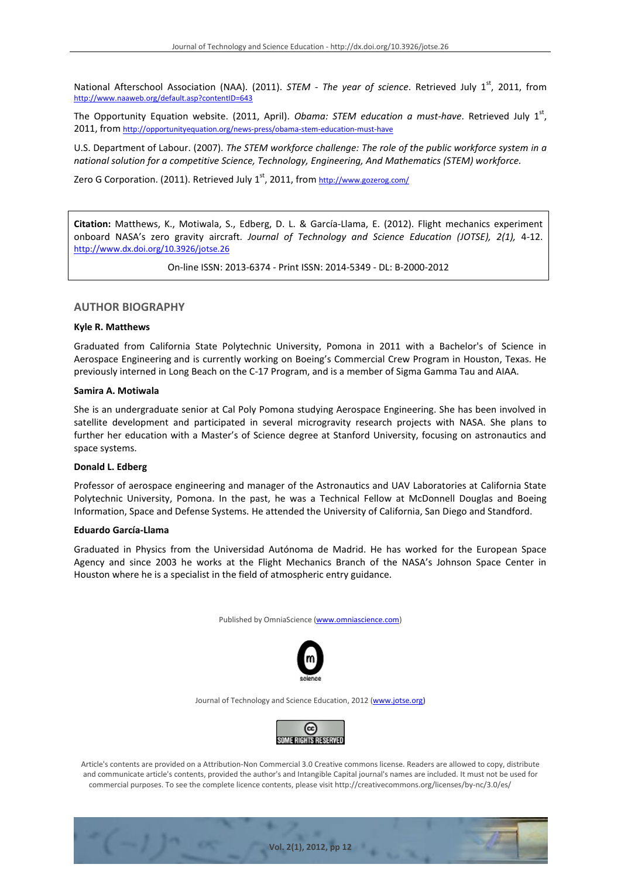National Afterschool Association (NAA). (2011). *STEM - The year of science*. Retrieved July 1st, 2011, from http://www.naaweb.org/default.asp?contentID=643

The Opportunity Equation website. (2011, April). *Obama: STEM education a must-have*. Retrieved July 1st, 2011, from http://opportunityequation.org/news-press/obama-stem-education-must-have

U.S. Department of Labour. (2007). *The STEM workforce challenge: The role of the public workforce system in a national solution for a competitive Science, Technology, Engineering, And Mathematics (STEM) workforce.*

Zero G Corporation. (2011). Retrieved July 1st, 2011, from http://www.gozerog.com/

**Citation:** Matthews, K., Motiwala, S., Edberg, D. L. & García-Llama, E. (2012). Flight mechanics experiment onboard NASA's zero gravity aircraft. *Journal of Technology and Science Education (JOTSE), 2(1),* 4-12. http://www.dx.doi.org/10.3926/jotse.26

On-line ISSN: 2013-6374 - Print ISSN: 2014-5349 - DL: B-2000-2012

## AUTHOR BIOGRAPHY

**Kyle R. Matthews**

Graduated from California State Polytechnic University, Pomona in 2011 with a Bachelor's of Science in Aerospace Engineering and is currently working on Boeing's Commercial Crew Program in Houston, Texas. He previously interned in Long Beach on the C-17 Program, and is a member of Sigma Gamma Tau and AIAA.

**Samira A. Motiwala**

She is an undergraduate senior at Cal Poly Pomona studying Aerospace Engineering. She has been involved in satellite development and participated in several microgravity research projects with NASA. She plans to further her education with a Master's of Science degree at Stanford University, focusing on astronautics and space systems.

**Donald L. Edberg**

Professor of aerospace engineering and manager of the Astronautics and UAV Laboratories at California State Polytechnic University, Pomona. In the past, he was a Technical Fellow at McDonnell Douglas and Boeing Information, Space and Defense Systems. He attended the University of California, San Diego and Standford.

**Eduardo García-Llama**

Graduated in Physics from the Universidad Autónoma de Madrid. He has worked for the European Space Agency and since 2003 he works at the Flight Mechanics Branch of the NASA's Johnson Space Center in Houston where he is a specialist in the field of atmospheric entry guidance.

Published by OmniaScience (www.omniascience.com)

Journal of Technology and Science Education, 2012 (www.jotse.org)

Article's contents are provided on a Attribution-Non Commercial 3.0 Creative commons license. Readers are allowed to copy, distribute and communicate article's contents, provided the author's and Intangible Capital journal's names are included. It must not be used for commercial purposes. To see the complete licence contents, please visit http://creativecommons.org/licenses/by-nc/3.0/es/